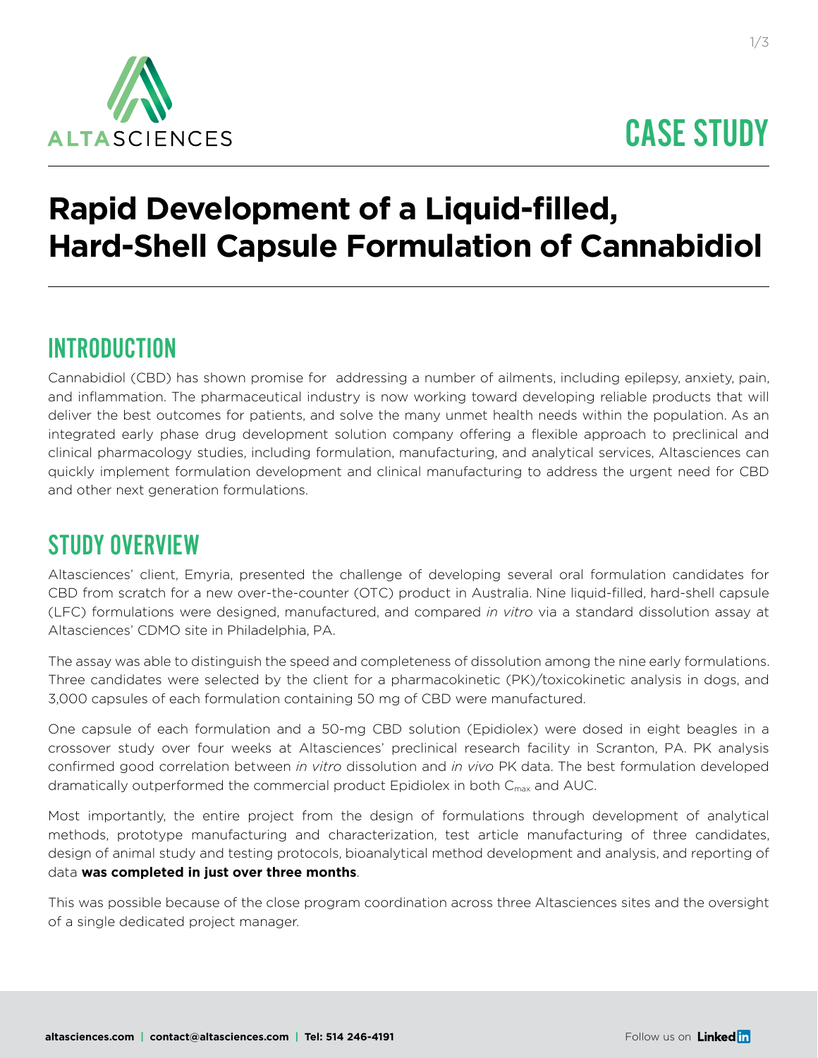# CASE STUDY

# Rapid Development of a Liquid-filled, Hard-Shell Capsule Formulation of Cannabidiol

## INTRODUCTION

Cannabidiol (CBD) has shown promise for addressing a number of ailments, including epilepsy, anxiety, pain, and inflammation. The pharmaceutical industry is now working toward developing reliable products that will deliver the best outcomes for patients, and solve the many unmet health needs within the population. As an integrated early phase drug development solution company offering a flexible approach to preclinical and clinical pharmacology studies, including formulation, manufacturing, and analytical services, Altasciences can quickly implement formulation development and clinical manufacturing to address the urgent need for CBD and other next generation formulations.

## STUDY OVERVIEW

Altasciences' client, Emyria, presented the challenge of developing several oral formulation candidates for CBD from scratch for a new over-the-counter (OTC) product in Australia. Nine liquid-filled, hard-shell capsule (LFC) formulations were designed, manufactured, and compared *in vitro* via a standard dissolution assay at Altasciences' CDMO site in Philadelphia, PA.

The assay was able to distinguish the speed and completeness of dissolution among the nine early formulations. Three candidates were selected by the client for a pharmacokinetic (PK)/toxicokinetic analysis in dogs, and 3,000 capsules of each formulation containing 50 mg of CBD were manufactured.

One capsule of each formulation and a 50-mg CBD solution (Epidiolex) were dosed in eight beagles in a crossover study over four weeks at Altasciences' preclinical research facility in Scranton, PA. PK analysis confirmed good correlation between *in vitro* dissolution and *in vivo* PK data. The best formulation developed dramatically outperformed the commercial product Epidiolex in both $C_{max}$ and AUC.

Most importantly, the entire project from the design of formulations through development of analytical methods, prototype manufacturing and characterization, test article manufacturing of three candidates, design of animal study and testing protocols, bioanalytical method development and analysis, and reporting of data **was completed in just over three months**.

This was possible because of the close program coordination across three Altasciences sites and the oversight of a single dedicated project manager.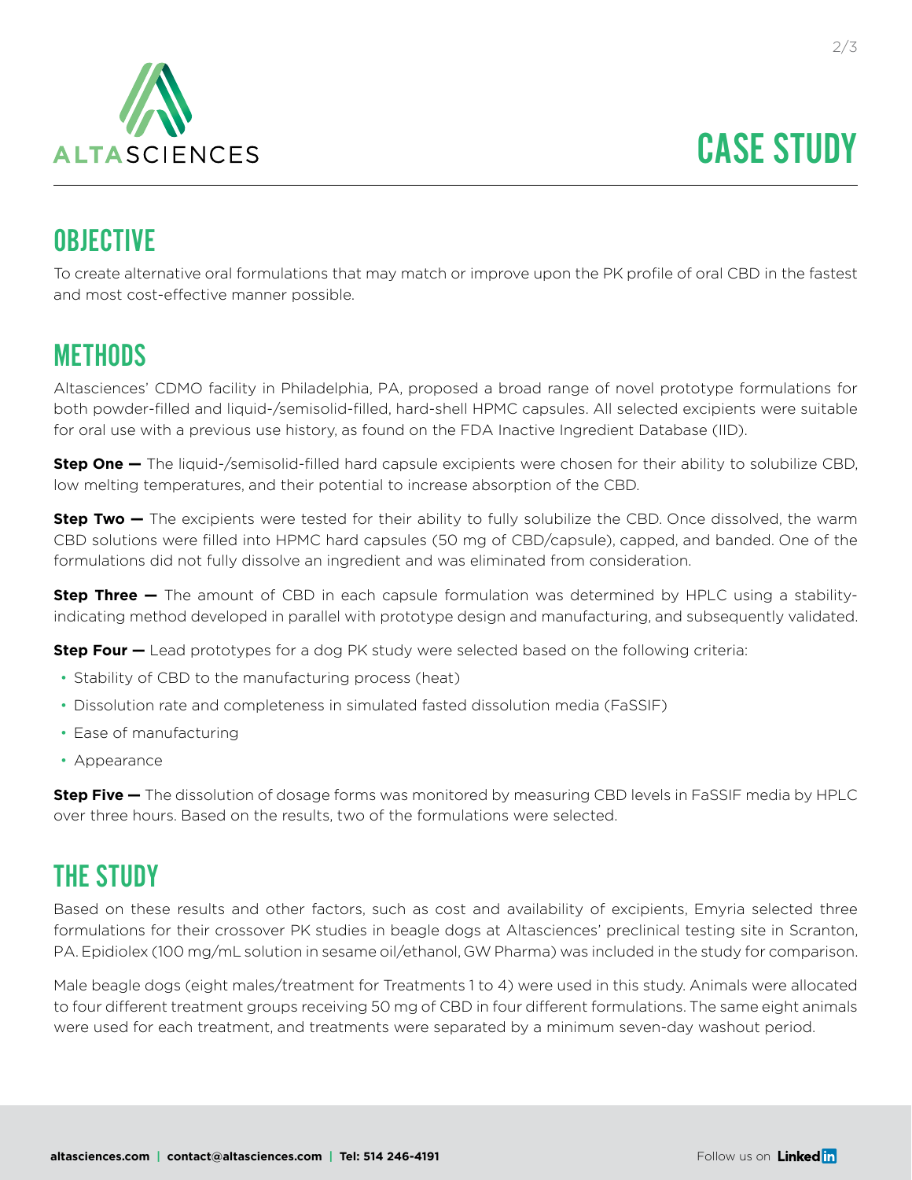## OBJECTIVE

To create alternative oral formulations that may match or improve upon the PK profile of oral CBD in the fastest and most cost-effective manner possible.

## METHODS

Altasciences' CDMO facility in Philadelphia, PA, proposed a broad range of novel prototype formulations for both powder-filled and liquid-/semisolid-filled, hard-shell HPMC capsules. All selected excipients were suitable for oral use with a previous use history, as found on the FDA Inactive Ingredient Database (IID).

**Step One —** The liquid-/semisolid-filled hard capsule excipients were chosen for their ability to solubilize CBD, low melting temperatures, and their potential to increase absorption of the CBD.

**Step Two —** The excipients were tested for their ability to fully solubilize the CBD. Once dissolved, the warm CBD solutions were filled into HPMC hard capsules (50 mg of CBD/capsule), capped, and banded. One of the formulations did not fully dissolve an ingredient and was eliminated from consideration.

**Step Three —** The amount of CBD in each capsule formulation was determined by HPLC using a stability-indicating method developed in parallel with prototype design and manufacturing, and subsequently validated.

**Step Four —** Lead prototypes for a dog PK study were selected based on the following criteria:

- Stability of CBD to the manufacturing process (heat)
- Dissolution rate and completeness in simulated fasted dissolution media (FaSSIF)
- Ease of manufacturing
- Appearance

**Step Five —** The dissolution of dosage forms was monitored by measuring CBD levels in FaSSIF media by HPLC over three hours. Based on the results, two of the formulations were selected.

## THE STUDY

Based on these results and other factors, such as cost and availability of excipients, Emyria selected three formulations for their crossover PK studies in beagle dogs at Altasciences' preclinical testing site in Scranton, PA. Epidiolex (100 mg/mL solution in sesame oil/ethanol, GW Pharma) was included in the study for comparison.

Male beagle dogs (eight males/treatment for Treatments 1 to 4) were used in this study. Animals were allocated to four different treatment groups receiving 50 mg of CBD in four different formulations. The same eight animals were used for each treatment, and treatments were separated by a minimum seven-day washout period.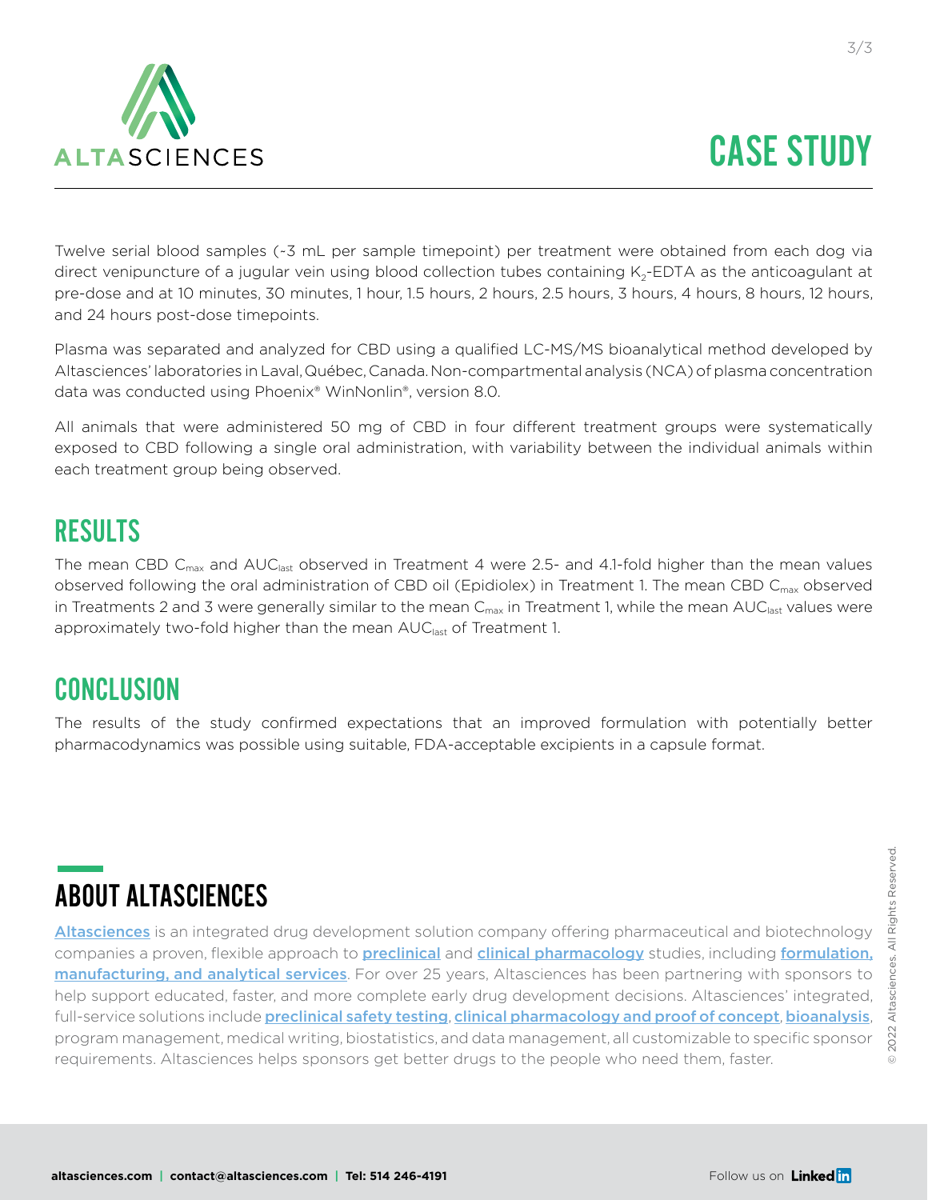Twelve serial blood samples (~3 mL per sample timepoint) per treatment were obtained from each dog via direct venipuncture of a jugular vein using blood collection tubes containing $K_2$-EDTA as the anticoagulant at pre-dose and at 10 minutes, 30 minutes, 1 hour, 1.5 hours, 2 hours, 2.5 hours, 3 hours, 4 hours, 8 hours, 12 hours, and 24 hours post-dose timepoints.

Plasma was separated and analyzed for CBD using a qualified LC-MS/MS bioanalytical method developed by Altasciences' laboratories in Laval, Québec, Canada. Non-compartmental analysis (NCA) of plasma concentration data was conducted using Phoenix® WinNonlin®, version 8.0.

All animals that were administered 50 mg of CBD in four different treatment groups were systematically exposed to CBD following a single oral administration, with variability between the individual animals within each treatment group being observed.

## RESULTS

The mean CBD $C_{max}$ and $AUC_{last}$ observed in Treatment 4 were 2.5- and 4.1-fold higher than the mean values observed following the oral administration of CBD oil (Epidiolex) in Treatment 1. The mean CBD $C_{max}$ observed in Treatments 2 and 3 were generally similar to the mean $C_{max}$ in Treatment 1, while the mean $AUC_{last}$ values were approximately two-fold higher than the mean $AUC_{last}$ of Treatment 1.

## CONCLUSION

The results of the study confirmed expectations that an improved formulation with potentially better pharmacodynamics was possible using suitable, FDA-acceptable excipients in a capsule format.

## ABOUT ALTASCIENCES

Altasciences is an integrated drug development solution company offering pharmaceutical and biotechnology companies a proven, flexible approach to **preclinical** and **clinical pharmacology** studies, including **formulation, manufacturing, and analytical services**. For over 25 years, Altasciences has been partnering with sponsors to help support educated, faster, and more complete early drug development decisions. Altasciences' integrated, full-service solutions include **preclinical safety testing**, **clinical pharmacology and proof of concept**, **bioanalysis**, program management, medical writing, biostatistics, and data management, all customizable to specific sponsor requirements. Altasciences helps sponsors get better drugs to the people who need them, faster.

© 2022 Altasciences. All Rights Reserved.

**altasciences.com | contact@altasciences.com | Tel: 514 246-4191**

Follow us on LinkedIn